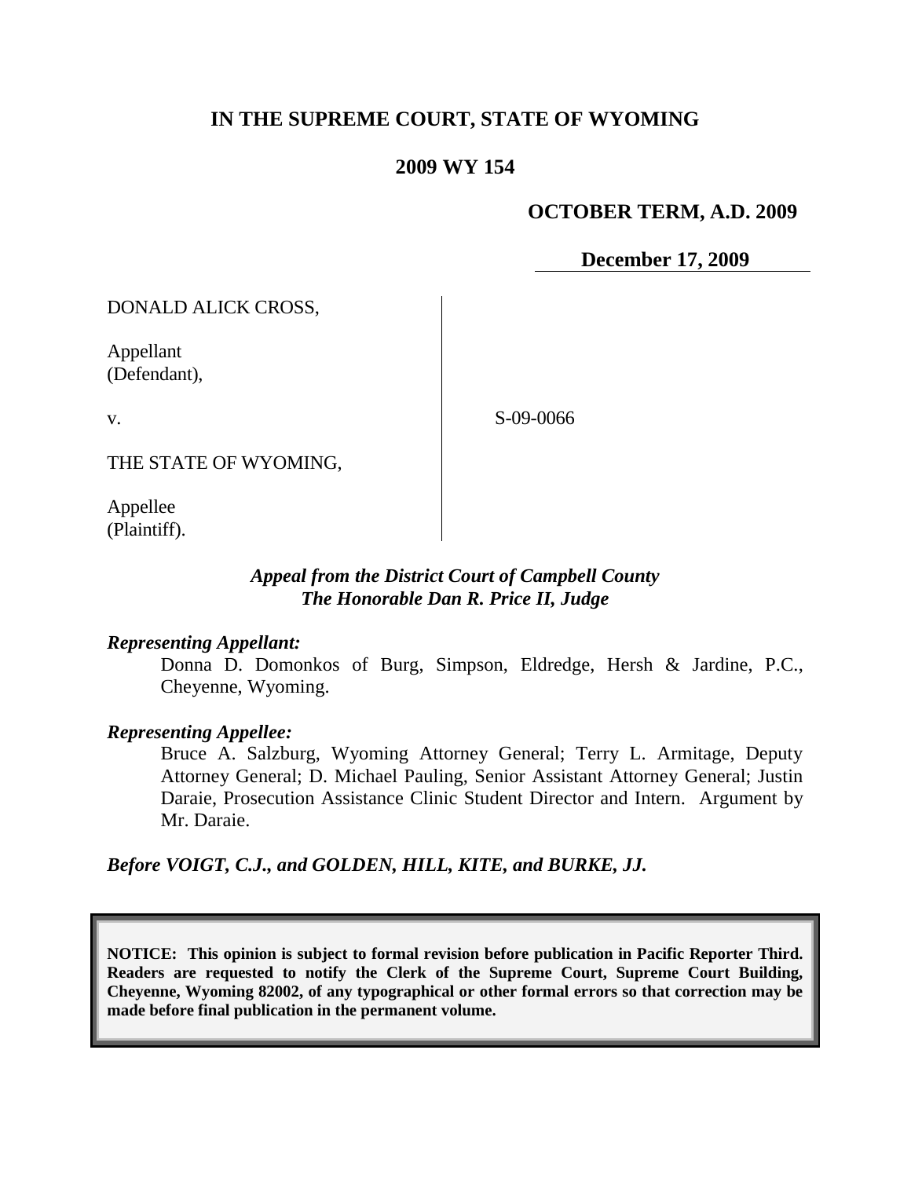# IN THE SUPREME COURT, STATE OF WYOMING

## 2009 WY 154

**OCTOBER TERM, A.D. 2009**

**December 17, 2009**

DONALD ALICK CROSS,

Appellant
(Defendant),

v.

S-09-0066

THE STATE OF WYOMING,

Appellee
(Plaintiff).

*Appeal from the District Court of Campbell County*
*The Honorable Dan R. Price II, Judge*

***Representing Appellant:***

Donna D. Domonkos of Burg, Simpson, Eldredge, Hersh & Jardine, P.C., Cheyenne, Wyoming.

***Representing Appellee:***

Bruce A. Salzburg, Wyoming Attorney General; Terry L. Armitage, Deputy Attorney General; D. Michael Pauling, Senior Assistant Attorney General; Justin Daraie, Prosecution Assistance Clinic Student Director and Intern. Argument by Mr. Daraie.

***Before VOIGT, C.J., and GOLDEN, HILL, KITE, and BURKE, JJ.***

**NOTICE: This opinion is subject to formal revision before publication in Pacific Reporter Third. Readers are requested to notify the Clerk of the Supreme Court, Supreme Court Building, Cheyenne, Wyoming 82002, of any typographical or other formal errors so that correction may be made before final publication in the permanent volume.**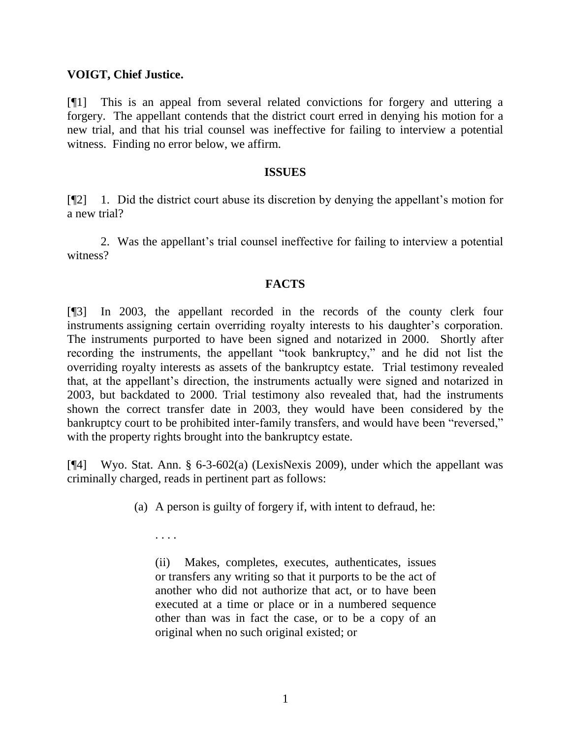**VOIGT, Chief Justice.**

[¶1] This is an appeal from several related convictions for forgery and uttering a forgery. The appellant contends that the district court erred in denying his motion for a new trial, and that his trial counsel was ineffective for failing to interview a potential witness. Finding no error below, we affirm.

## ISSUES

[¶2] 1. Did the district court abuse its discretion by denying the appellant's motion for a new trial?

2. Was the appellant's trial counsel ineffective for failing to interview a potential witness?

## FACTS

[¶3] In 2003, the appellant recorded in the records of the county clerk four instruments assigning certain overriding royalty interests to his daughter's corporation. The instruments purported to have been signed and notarized in 2000. Shortly after recording the instruments, the appellant "took bankruptcy," and he did not list the overriding royalty interests as assets of the bankruptcy estate. Trial testimony revealed that, at the appellant's direction, the instruments actually were signed and notarized in 2003, but backdated to 2000. Trial testimony also revealed that, had the instruments shown the correct transfer date in 2003, they would have been considered by the bankruptcy court to be prohibited inter-family transfers, and would have been "reversed," with the property rights brought into the bankruptcy estate.

[¶4] Wyo. Stat. Ann. § 6-3-602(a) (LexisNexis 2009), under which the appellant was criminally charged, reads in pertinent part as follows:

> (a) A person is guilty of forgery if, with intent to defraud, he:
>
> . . . .
>
> (ii) Makes, completes, executes, authenticates, issues or transfers any writing so that it purports to be the act of another who did not authorize that act, or to have been executed at a time or place or in a numbered sequence other than was in fact the case, or to be a copy of an original when no such original existed; or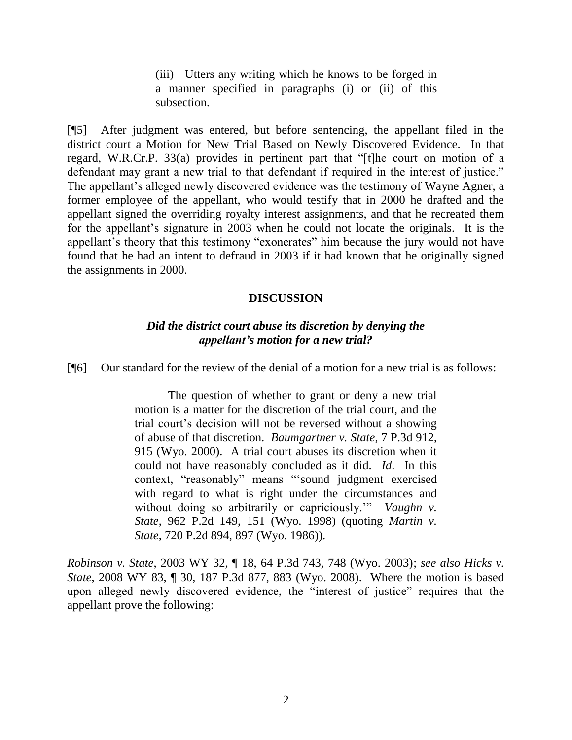> (iii) Utters any writing which he knows to be forged in a manner specified in paragraphs (i) or (ii) of this subsection.

[¶5] After judgment was entered, but before sentencing, the appellant filed in the district court a Motion for New Trial Based on Newly Discovered Evidence. In that regard, W.R.Cr.P. 33(a) provides in pertinent part that "[t]he court on motion of a defendant may grant a new trial to that defendant if required in the interest of justice." The appellant's alleged newly discovered evidence was the testimony of Wayne Agner, a former employee of the appellant, who would testify that in 2000 he drafted and the appellant signed the overriding royalty interest assignments, and that he recreated them for the appellant's signature in 2003 when he could not locate the originals. It is the appellant's theory that this testimony "exonerates" him because the jury would not have found that he had an intent to defraud in 2003 if it had known that he originally signed the assignments in 2000.

## DISCUSSION

### *Did the district court abuse its discretion by denying the appellant's motion for a new trial?*

[¶6] Our standard for the review of the denial of a motion for a new trial is as follows:

> The question of whether to grant or deny a new trial motion is a matter for the discretion of the trial court, and the trial court's decision will not be reversed without a showing of abuse of that discretion. *Baumgartner v. State*, 7 P.3d 912, 915 (Wyo. 2000). A trial court abuses its discretion when it could not have reasonably concluded as it did. *Id*. In this context, "reasonably" means "'sound judgment exercised with regard to what is right under the circumstances and without doing so arbitrarily or capriciously.'" *Vaughn v. State*, 962 P.2d 149, 151 (Wyo. 1998) (quoting *Martin v. State*, 720 P.2d 894, 897 (Wyo. 1986)).

*Robinson v. State*, 2003 WY 32, ¶ 18, 64 P.3d 743, 748 (Wyo. 2003); *see also Hicks v. State*, 2008 WY 83, ¶ 30, 187 P.3d 877, 883 (Wyo. 2008). Where the motion is based upon alleged newly discovered evidence, the "interest of justice" requires that the appellant prove the following: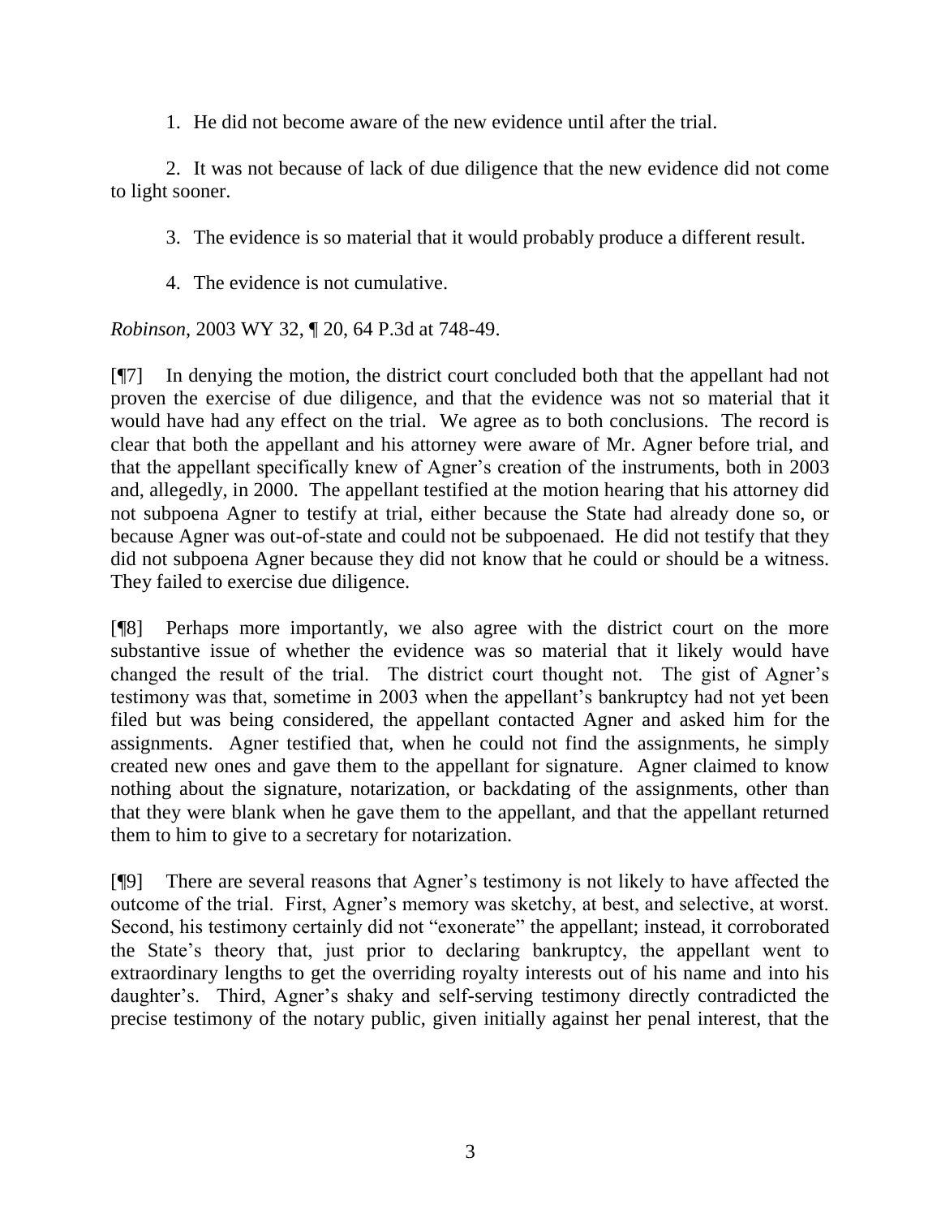1. He did not become aware of the new evidence until after the trial.

2. It was not because of lack of due diligence that the new evidence did not come to light sooner.

3. The evidence is so material that it would probably produce a different result.

4. The evidence is not cumulative.

*Robinson*, 2003 WY 32, ¶ 20, 64 P.3d at 748-49.

[¶7] In denying the motion, the district court concluded both that the appellant had not proven the exercise of due diligence, and that the evidence was not so material that it would have had any effect on the trial. We agree as to both conclusions. The record is clear that both the appellant and his attorney were aware of Mr. Agner before trial, and that the appellant specifically knew of Agner's creation of the instruments, both in 2003 and, allegedly, in 2000. The appellant testified at the motion hearing that his attorney did not subpoena Agner to testify at trial, either because the State had already done so, or because Agner was out-of-state and could not be subpoenaed. He did not testify that they did not subpoena Agner because they did not know that he could or should be a witness. They failed to exercise due diligence.

[¶8] Perhaps more importantly, we also agree with the district court on the more substantive issue of whether the evidence was so material that it likely would have changed the result of the trial. The district court thought not. The gist of Agner's testimony was that, sometime in 2003 when the appellant's bankruptcy had not yet been filed but was being considered, the appellant contacted Agner and asked him for the assignments. Agner testified that, when he could not find the assignments, he simply created new ones and gave them to the appellant for signature. Agner claimed to know nothing about the signature, notarization, or backdating of the assignments, other than that they were blank when he gave them to the appellant, and that the appellant returned them to him to give to a secretary for notarization.

[¶9] There are several reasons that Agner's testimony is not likely to have affected the outcome of the trial. First, Agner's memory was sketchy, at best, and selective, at worst. Second, his testimony certainly did not "exonerate" the appellant; instead, it corroborated the State's theory that, just prior to declaring bankruptcy, the appellant went to extraordinary lengths to get the overriding royalty interests out of his name and into his daughter's. Third, Agner's shaky and self-serving testimony directly contradicted the precise testimony of the notary public, given initially against her penal interest, that the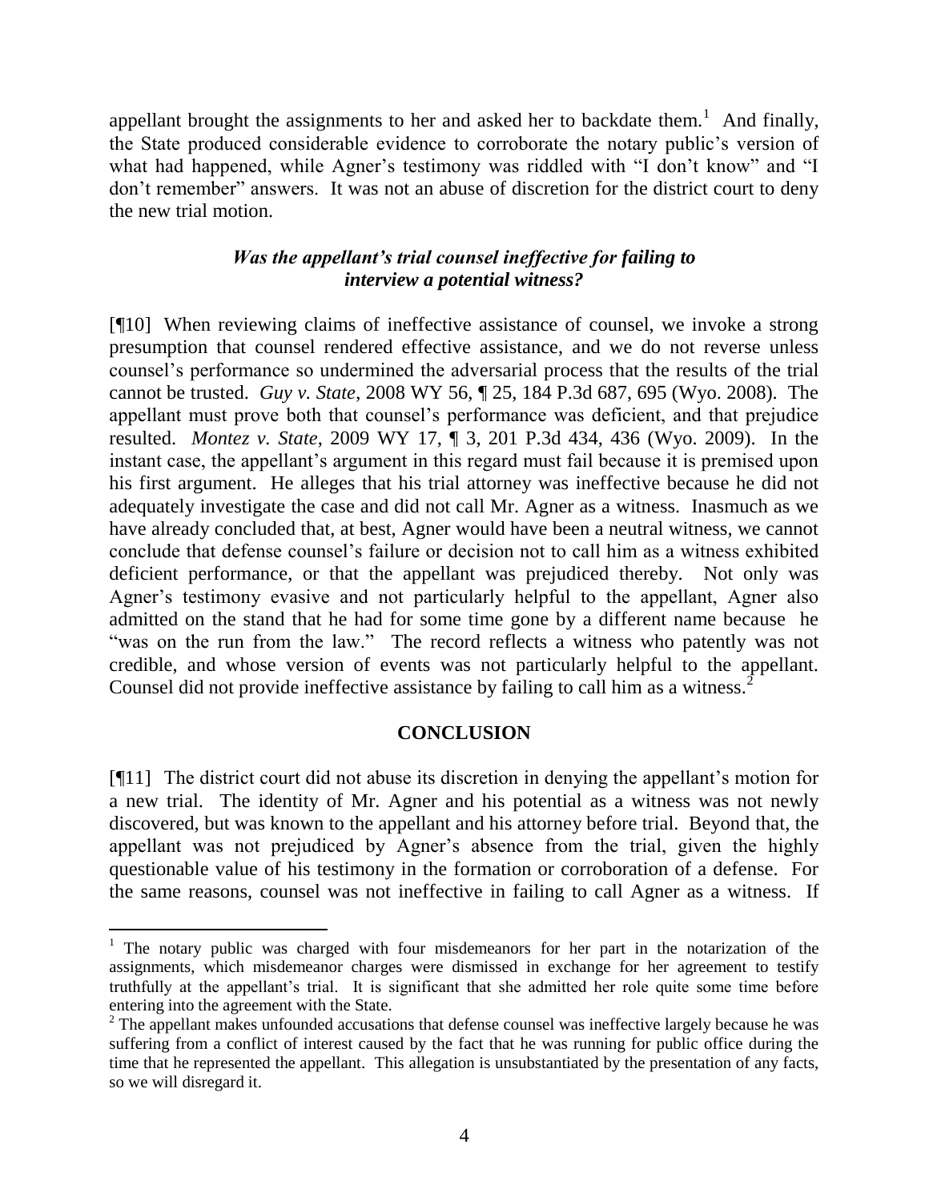appellant brought the assignments to her and asked her to backdate them.[1] And finally, the State produced considerable evidence to corroborate the notary public's version of what had happened, while Agner's testimony was riddled with "I don't know" and "I don't remember" answers. It was not an abuse of discretion for the district court to deny the new trial motion.

### *Was the appellant's trial counsel ineffective for failing to interview a potential witness?*

[¶10] When reviewing claims of ineffective assistance of counsel, we invoke a strong presumption that counsel rendered effective assistance, and we do not reverse unless counsel's performance so undermined the adversarial process that the results of the trial cannot be trusted. *Guy v. State*, 2008 WY 56, ¶ 25, 184 P.3d 687, 695 (Wyo. 2008). The appellant must prove both that counsel's performance was deficient, and that prejudice resulted. *Montez v. State*, 2009 WY 17, ¶ 3, 201 P.3d 434, 436 (Wyo. 2009). In the instant case, the appellant's argument in this regard must fail because it is premised upon his first argument. He alleges that his trial attorney was ineffective because he did not adequately investigate the case and did not call Mr. Agner as a witness. Inasmuch as we have already concluded that, at best, Agner would have been a neutral witness, we cannot conclude that defense counsel's failure or decision not to call him as a witness exhibited deficient performance, or that the appellant was prejudiced thereby. Not only was Agner's testimony evasive and not particularly helpful to the appellant, Agner also admitted on the stand that he had for some time gone by a different name because he "was on the run from the law." The record reflects a witness who patently was not credible, and whose version of events was not particularly helpful to the appellant. Counsel did not provide ineffective assistance by failing to call him as a witness.[2]

## CONCLUSION

[¶11] The district court did not abuse its discretion in denying the appellant's motion for a new trial. The identity of Mr. Agner and his potential as a witness was not newly discovered, but was known to the appellant and his attorney before trial. Beyond that, the appellant was not prejudiced by Agner's absence from the trial, given the highly questionable value of his testimony in the formation or corroboration of a defense. For the same reasons, counsel was not ineffective in failing to call Agner as a witness. If

---

[1] The notary public was charged with four misdemeanors for her part in the notarization of the assignments, which misdemeanor charges were dismissed in exchange for her agreement to testify truthfully at the appellant's trial. It is significant that she admitted her role quite some time before entering into the agreement with the State.

[2] The appellant makes unfounded accusations that defense counsel was ineffective largely because he was suffering from a conflict of interest caused by the fact that he was running for public office during the time that he represented the appellant. This allegation is unsubstantiated by the presentation of any facts, so we will disregard it.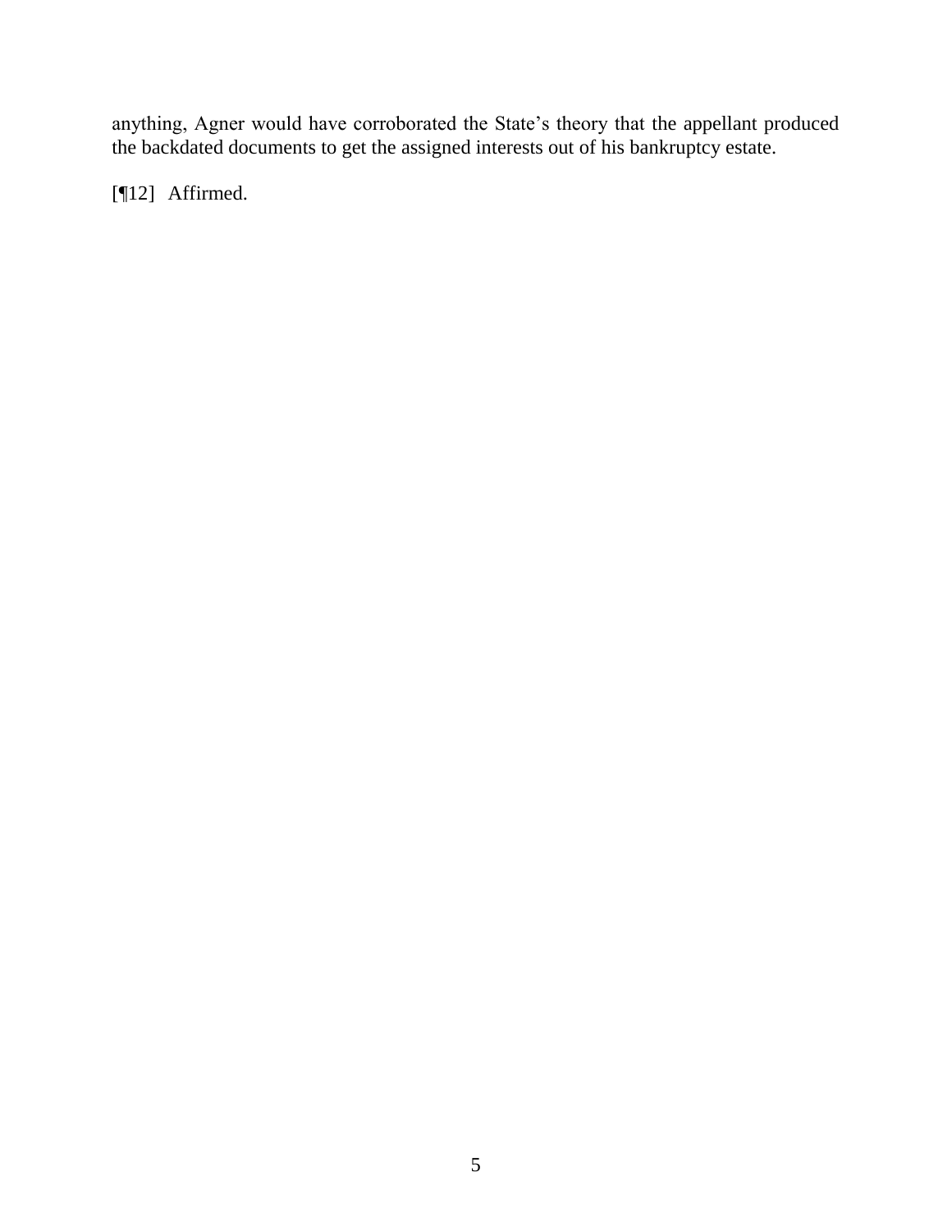anything, Agner would have corroborated the State's theory that the appellant produced the backdated documents to get the assigned interests out of his bankruptcy estate.

[¶12] Affirmed.